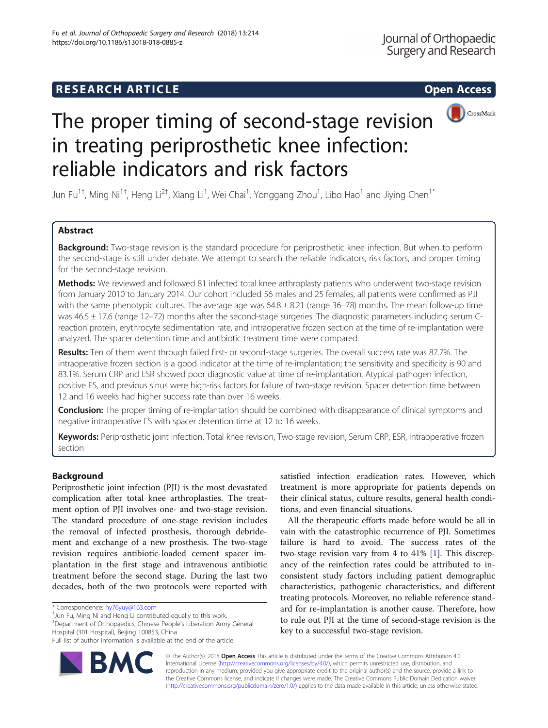RESEARCH ARTICLE

Open Access

# The proper timing of second-stage revision in treating periprosthetic knee infection: reliable indicators and risk factors

Jun Fu[1†], Ming Ni[1†], Heng Li[2†], Xiang Li[1], Wei Chai[1], Yonggang Zhou[1], Libo Hao[1] and Jiying Chen[1*]

## Abstract

**Background:** Two-stage revision is the standard procedure for periprosthetic knee infection. But when to perform the second-stage is still under debate. We attempt to search the reliable indicators, risk factors, and proper timing for the second-stage revision.

**Methods:** We reviewed and followed 81 infected total knee arthroplasty patients who underwent two-stage revision from January 2010 to January 2014. Our cohort included 56 males and 25 females, all patients were confirmed as PJI with the same phenotypic cultures. The average age was 64.8 ± 8.21 (range 36–78) months. The mean follow-up time was 46.5 ± 17.6 (range 12–72) months after the second-stage surgeries. The diagnostic parameters including serum C-reaction protein, erythrocyte sedimentation rate, and intraoperative frozen section at the time of re-implantation were analyzed. The spacer detention time and antibiotic treatment time were compared.

**Results:** Ten of them went through failed first- or second-stage surgeries. The overall success rate was 87.7%. The intraoperative frozen section is a good indicator at the time of re-implantation; the sensitivity and specificity is 90 and 83.1%. Serum CRP and ESR showed poor diagnostic value at time of re-implantation. Atypical pathogen infection, positive FS, and previous sinus were high-risk factors for failure of two-stage revision. Spacer detention time between 12 and 16 weeks had higher success rate than over 16 weeks.

**Conclusion:** The proper timing of re-implantation should be combined with disappearance of clinical symptoms and negative intraoperative FS with spacer detention time at 12 to 16 weeks.

**Keywords:** Periprosthetic joint infection, Total knee revision, Two-stage revision, Serum CRP, ESR, Intraoperative frozen section

## Background

Periprosthetic joint infection (PJI) is the most devastated complication after total knee arthroplasties. The treatment option of PJI involves one- and two-stage revision. The standard procedure of one-stage revision includes the removal of infected prosthesis, thorough debridement and exchange of a new prosthesis. The two-stage revision requires antibiotic-loaded cement spacer implantation in the first stage and intravenous antibiotic treatment before the second stage. During the last two decades, both of the two protocols were reported with satisfied infection eradication rates. However, which treatment is more appropriate for patients depends on their clinical status, culture results, general health conditions, and even financial situations.

All the therapeutic efforts made before would be all in vain with the catastrophic recurrence of PJI. Sometimes failure is hard to avoid. The success rates of the two-stage revision vary from 4 to 41% [1]. This discrepancy of the reinfection rates could be attributed to inconsistent study factors including patient demographic characteristics, pathogenic characteristics, and different treating protocols. Moreover, no reliable reference standard for re-implantation is another cause. Therefore, how to rule out PJI at the time of second-stage revision is the key to a successful two-stage revision.

* Correspondence: hy76yuy@163.com

† Jun Fu, Ming Ni and Heng Li contributed equally to this work.

[1] Department of Orthopaedics, Chinese People's Liberation Army General Hospital (301 Hospital), Beijing 100853, China

Full list of author information is available at the end of the article

© The Author(s). 2018 Open Access This article is distributed under the terms of the Creative Commons Attribution 4.0 International License (http://creativecommons.org/licenses/by/4.0/), which permits unrestricted use, distribution, and reproduction in any medium, provided you give appropriate credit to the original author(s) and the source, provide a link to the Creative Commons license, and indicate if changes were made. The Creative Commons Public Domain Dedication waiver (http://creativecommons.org/publicdomain/zero/1.0/) applies to the data made available in this article, unless otherwise stated.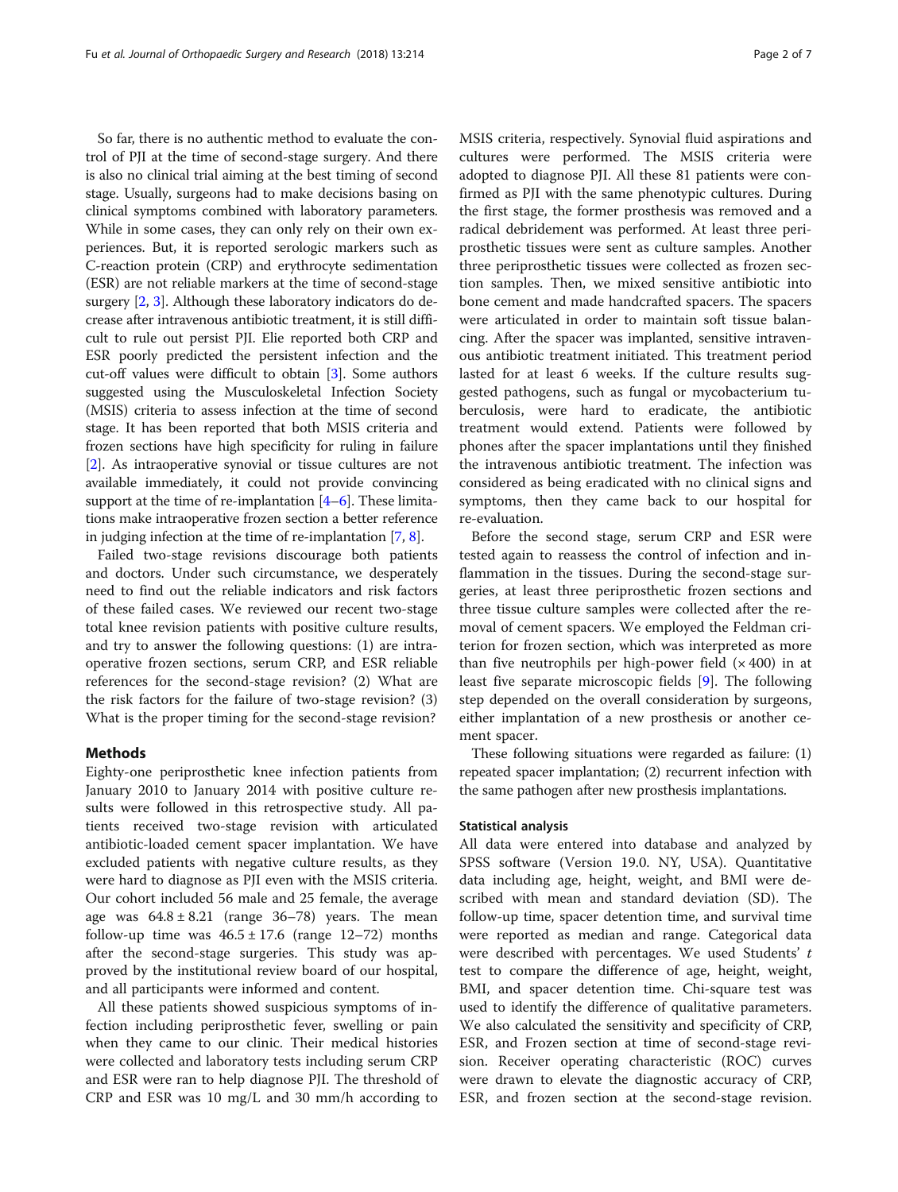So far, there is no authentic method to evaluate the control of PJI at the time of second-stage surgery. And there is also no clinical trial aiming at the best timing of second stage. Usually, surgeons had to make decisions basing on clinical symptoms combined with laboratory parameters. While in some cases, they can only rely on their own experiences. But, it is reported serologic markers such as C-reaction protein (CRP) and erythrocyte sedimentation (ESR) are not reliable markers at the time of second-stage surgery [2, 3]. Although these laboratory indicators do decrease after intravenous antibiotic treatment, it is still difficult to rule out persist PJI. Elie reported both CRP and ESR poorly predicted the persistent infection and the cut-off values were difficult to obtain [3]. Some authors suggested using the Musculoskeletal Infection Society (MSIS) criteria to assess infection at the time of second stage. It has been reported that both MSIS criteria and frozen sections have high specificity for ruling in failure [2]. As intraoperative synovial or tissue cultures are not available immediately, it could not provide convincing support at the time of re-implantation [4–6]. These limitations make intraoperative frozen section a better reference in judging infection at the time of re-implantation [7, 8].

Failed two-stage revisions discourage both patients and doctors. Under such circumstance, we desperately need to find out the reliable indicators and risk factors of these failed cases. We reviewed our recent two-stage total knee revision patients with positive culture results, and try to answer the following questions: (1) are intraoperative frozen sections, serum CRP, and ESR reliable references for the second-stage revision? (2) What are the risk factors for the failure of two-stage revision? (3) What is the proper timing for the second-stage revision?

## Methods

Eighty-one periprosthetic knee infection patients from January 2010 to January 2014 with positive culture results were followed in this retrospective study. All patients received two-stage revision with articulated antibiotic-loaded cement spacer implantation. We have excluded patients with negative culture results, as they were hard to diagnose as PJI even with the MSIS criteria. Our cohort included 56 male and 25 female, the average age was $64.8 \pm 8.21$ (range 36–78) years. The mean follow-up time was $46.5 \pm 17.6$ (range 12–72) months after the second-stage surgeries. This study was approved by the institutional review board of our hospital, and all participants were informed and content.

All these patients showed suspicious symptoms of infection including periprosthetic fever, swelling or pain when they came to our clinic. Their medical histories were collected and laboratory tests including serum CRP and ESR were ran to help diagnose PJI. The threshold of CRP and ESR was 10 mg/L and 30 mm/h according to MSIS criteria, respectively. Synovial fluid aspirations and cultures were performed. The MSIS criteria were adopted to diagnose PJI. All these 81 patients were confirmed as PJI with the same phenotypic cultures. During the first stage, the former prosthesis was removed and a radical debridement was performed. At least three periprosthetic tissues were sent as culture samples. Another three periprosthetic tissues were collected as frozen section samples. Then, we mixed sensitive antibiotic into bone cement and made handcrafted spacers. The spacers were articulated in order to maintain soft tissue balancing. After the spacer was implanted, sensitive intravenous antibiotic treatment initiated. This treatment period lasted for at least 6 weeks. If the culture results suggested pathogens, such as fungal or mycobacterium tuberculosis, were hard to eradicate, the antibiotic treatment would extend. Patients were followed by phones after the spacer implantations until they finished the intravenous antibiotic treatment. The infection was considered as being eradicated with no clinical signs and symptoms, then they came back to our hospital for re-evaluation.

Before the second stage, serum CRP and ESR were tested again to reassess the control of infection and inflammation in the tissues. During the second-stage surgeries, at least three periprosthetic frozen sections and three tissue culture samples were collected after the removal of cement spacers. We employed the Feldman criterion for frozen section, which was interpreted as more than five neutrophils per high-power field (× 400) in at least five separate microscopic fields [9]. The following step depended on the overall consideration by surgeons, either implantation of a new prosthesis or another cement spacer.

These following situations were regarded as failure: (1) repeated spacer implantation; (2) recurrent infection with the same pathogen after new prosthesis implantations.

### Statistical analysis

All data were entered into database and analyzed by SPSS software (Version 19.0. NY, USA). Quantitative data including age, height, weight, and BMI were described with mean and standard deviation (SD). The follow-up time, spacer detention time, and survival time were reported as median and range. Categorical data were described with percentages. We used Students' *t* test to compare the difference of age, height, weight, BMI, and spacer detention time. Chi-square test was used to identify the difference of qualitative parameters. We also calculated the sensitivity and specificity of CRP, ESR, and Frozen section at time of second-stage revision. Receiver operating characteristic (ROC) curves were drawn to elevate the diagnostic accuracy of CRP, ESR, and frozen section at the second-stage revision.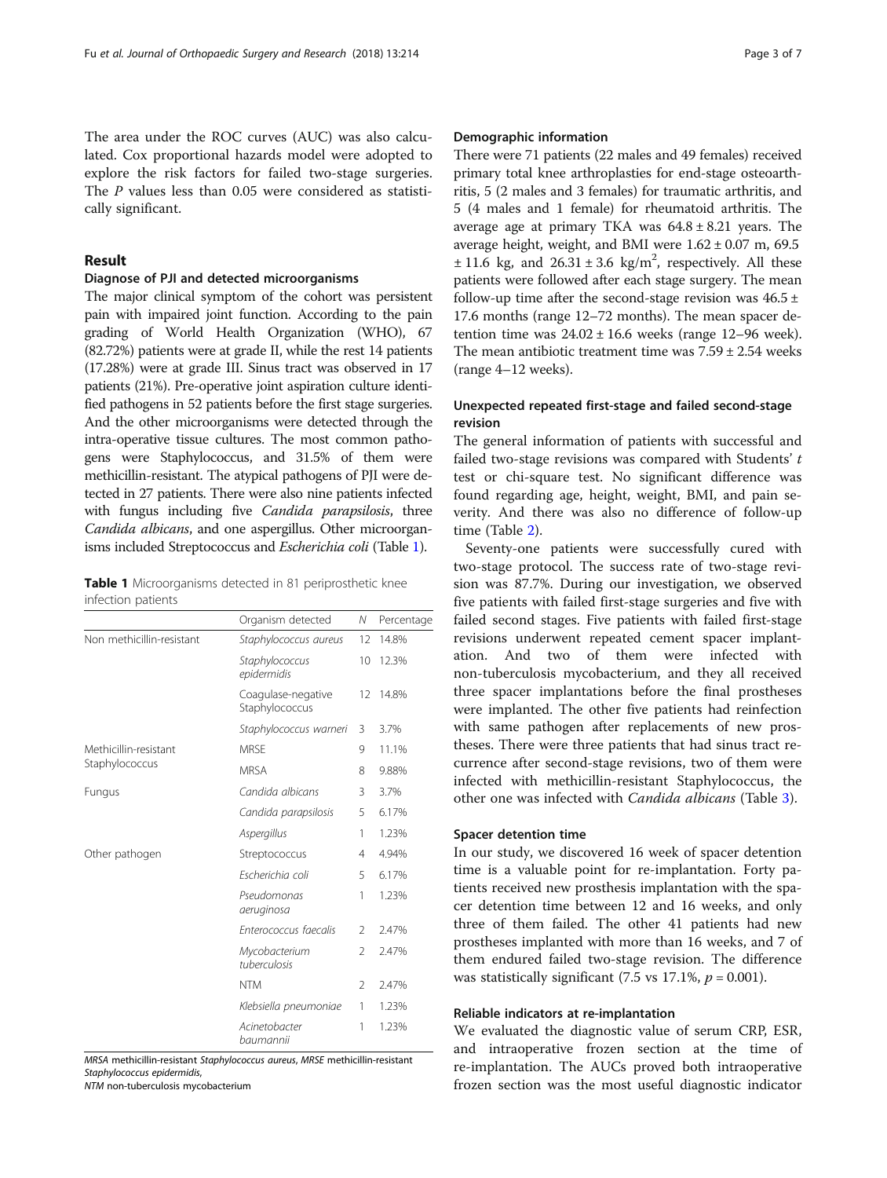The area under the ROC curves (AUC) was also calculated. Cox proportional hazards model were adopted to explore the risk factors for failed two-stage surgeries. The P values less than 0.05 were considered as statistically significant.

## Result

### Diagnose of PJI and detected microorganisms

The major clinical symptom of the cohort was persistent pain with impaired joint function. According to the pain grading of World Health Organization (WHO), 67 (82.72%) patients were at grade II, while the rest 14 patients (17.28%) were at grade III. Sinus tract was observed in 17 patients (21%). Pre-operative joint aspiration culture identified pathogens in 52 patients before the first stage surgeries. And the other microorganisms were detected through the intra-operative tissue cultures. The most common pathogens were Staphylococcus, and 31.5% of them were methicillin-resistant. The atypical pathogens of PJI were detected in 27 patients. There were also nine patients infected with fungus including five *Candida parapsilosis*, three *Candida albicans*, and one aspergillus. Other microorganisms included Streptococcus and *Escherichia coli* (Table 1).

**Table 1** Microorganisms detected in 81 periprosthetic knee infection patients

| | Organism detected | N | Percentage |
|---|---|---|---|
| Non methicillin-resistant | *Staphylococcus aureus* | 12 | 14.8% |
| | *Staphylococcus epidermidis* | 10 | 12.3% |
| | Coagulase-negative Staphylococcus | 12 | 14.8% |
| | *Staphylococcus warneri* | 3 | 3.7% |
| Methicillin-resistant Staphylococcus | MRSE | 9 | 11.1% |
| | MRSA | 8 | 9.88% |
| Fungus | *Candida albicans* | 3 | 3.7% |
| | *Candida parapsilosis* | 5 | 6.17% |
| | *Aspergillus* | 1 | 1.23% |
| Other pathogen | Streptococcus | 4 | 4.94% |
| | *Escherichia coli* | 5 | 6.17% |
| | *Pseudomonas aeruginosa* | 1 | 1.23% |
| | *Enterococcus faecalis* | 2 | 2.47% |
| | *Mycobacterium tuberculosis* | 2 | 2.47% |
| | NTM | 2 | 2.47% |
| | *Klebsiella pneumoniae* | 1 | 1.23% |
| | *Acinetobacter baumannii* | 1 | 1.23% |

*MRSA* methicillin-resistant *Staphylococcus aureus*, *MRSE* methicillin-resistant *Staphylococcus epidermidis*,
*NTM* non-tuberculosis mycobacterium

### Demographic information

There were 71 patients (22 males and 49 females) received primary total knee arthroplasties for end-stage osteoarthritis, 5 (2 males and 3 females) for traumatic arthritis, and 5 (4 males and 1 female) for rheumatoid arthritis. The average age at primary TKA was $64.8 \pm 8.21$ years. The average height, weight, and BMI were $1.62 \pm 0.07$ m, $69.5 \pm 11.6$ kg, and $26.31 \pm 3.6$ kg/m$^2$, respectively. All these patients were followed after each stage surgery. The mean follow-up time after the second-stage revision was $46.5 \pm 17.6$ months (range 12–72 months). The mean spacer detention time was $24.02 \pm 16.6$ weeks (range 12–96 week). The mean antibiotic treatment time was $7.59 \pm 2.54$ weeks (range 4–12 weeks).

### Unexpected repeated first-stage and failed second-stage revision

The general information of patients with successful and failed two-stage revisions was compared with Students' *t* test or chi-square test. No significant difference was found regarding age, height, weight, BMI, and pain severity. And there was also no difference of follow-up time (Table 2).

Seventy-one patients were successfully cured with two-stage protocol. The success rate of two-stage revision was 87.7%. During our investigation, we observed five patients with failed first-stage surgeries and five with failed second stages. Five patients with failed first-stage revisions underwent repeated cement spacer implantation. And two of them were infected with non-tuberculosis mycobacterium, and they all received three spacer implantations before the final prostheses were implanted. The other five patients had reinfection with same pathogen after replacements of new prostheses. There were three patients that had sinus tract recurrence after second-stage revisions, two of them were infected with methicillin-resistant Staphylococcus, the other one was infected with *Candida albicans* (Table 3).

### Spacer detention time

In our study, we discovered 16 week of spacer detention time is a valuable point for re-implantation. Forty patients received new prosthesis implantation with the spacer detention time between 12 and 16 weeks, and only three of them failed. The other 41 patients had new prostheses implanted with more than 16 weeks, and 7 of them endured failed two-stage revision. The difference was statistically significant (7.5 vs 17.1%, $p = 0.001$).

### Reliable indicators at re-implantation

We evaluated the diagnostic value of serum CRP, ESR, and intraoperative frozen section at the time of re-implantation. The AUCs proved both intraoperative frozen section was the most useful diagnostic indicator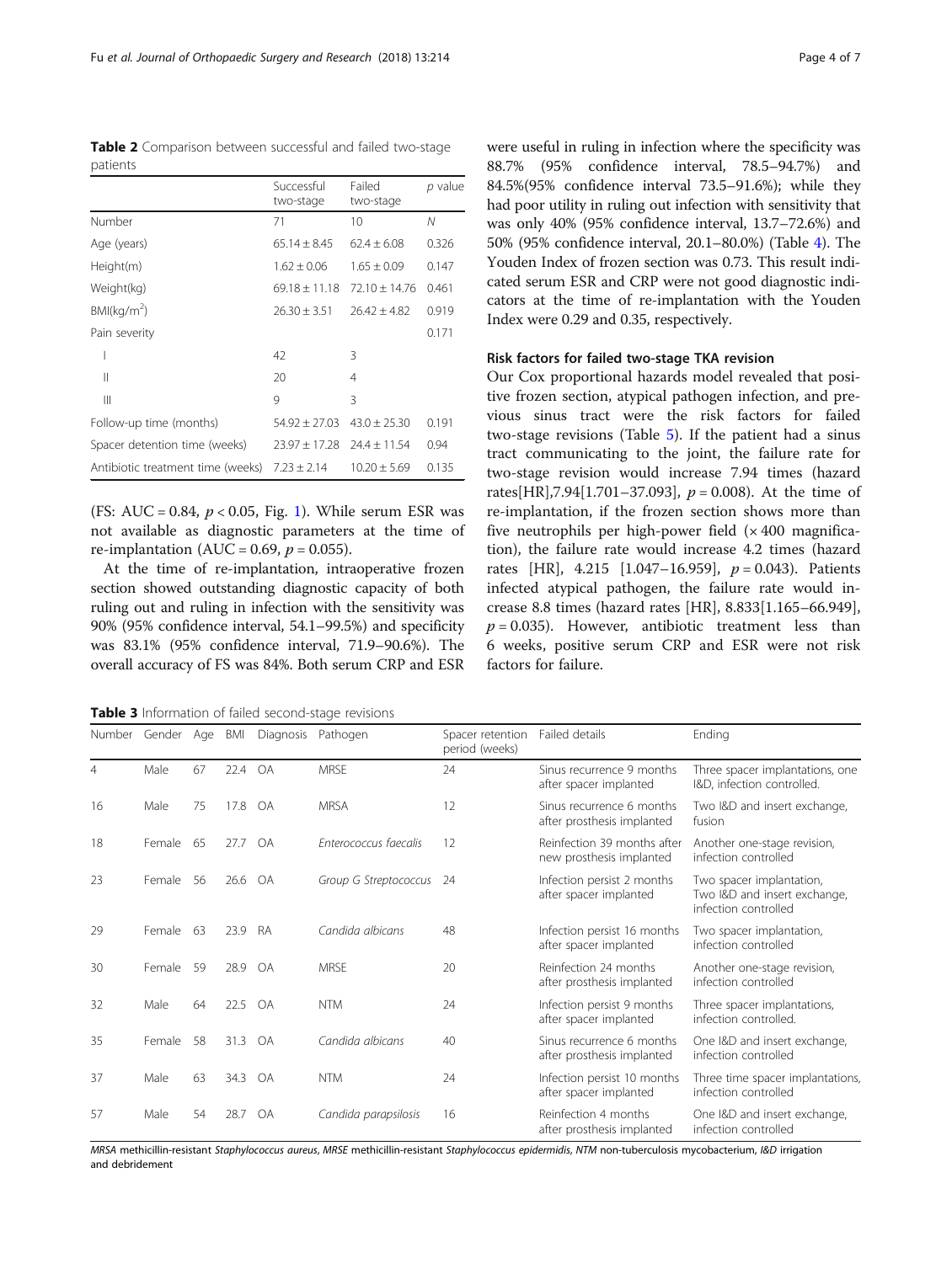**Table 2** Comparison between successful and failed two-stage patients

| | Successful two-stage | Failed two-stage | *p* value |
|---|---|---|---|
| Number | 71 | 10 | *N* |
| Age (years) | 65.14 ± 8.45 | 62.4 ± 6.08 | 0.326 |
| Height(m) | 1.62 ± 0.06 | 1.65 ± 0.09 | 0.147 |
| Weight(kg) | 69.18 ± 11.18 | 72.10 ± 14.76 | 0.461 |
| BMI(kg/m$^2$) | 26.30 ± 3.51 | 26.42 ± 4.82 | 0.919 |
| Pain severity | | | 0.171 |
| I | 42 | 3 | |
| II | 20 | 4 | |
| III | 9 | 3 | |
| Follow-up time (months) | 54.92 ± 27.03 | 43.0 ± 25.30 | 0.191 |
| Spacer detention time (weeks) | 23.97 ± 17.28 | 24.4 ± 11.54 | 0.94 |
| Antibiotic treatment time (weeks) | 7.23 ± 2.14 | 10.20 ± 5.69 | 0.135 |

(FS: AUC = 0.84, $p < 0.05$, Fig. 1). While serum ESR was not available as diagnostic parameters at the time of re-implantation (AUC = 0.69, $p = 0.055$).

At the time of re-implantation, intraoperative frozen section showed outstanding diagnostic capacity of both ruling out and ruling in infection with the sensitivity was 90% (95% confidence interval, 54.1–99.5%) and specificity was 83.1% (95% confidence interval, 71.9–90.6%). The overall accuracy of FS was 84%. Both serum CRP and ESR were useful in ruling in infection where the specificity was 88.7% (95% confidence interval, 78.5–94.7%) and 84.5%(95% confidence interval 73.5–91.6%); while they had poor utility in ruling out infection with sensitivity that was only 40% (95% confidence interval, 13.7–72.6%) and 50% (95% confidence interval, 20.1–80.0%) (Table 4). The Youden Index of frozen section was 0.73. This result indicated serum ESR and CRP were not good diagnostic indicators at the time of re-implantation with the Youden Index were 0.29 and 0.35, respectively.

### Risk factors for failed two-stage TKA revision

Our Cox proportional hazards model revealed that positive frozen section, atypical pathogen infection, and previous sinus tract were the risk factors for failed two-stage revisions (Table 5). If the patient had a sinus tract communicating to the joint, the failure rate for two-stage revision would increase 7.94 times (hazard rates[HR],7.94[1.701–37.093], $p = 0.008$). At the time of re-implantation, if the frozen section shows more than five neutrophils per high-power field (× 400 magnification), the failure rate would increase 4.2 times (hazard rates [HR], 4.215 [1.047–16.959], $p = 0.043$). Patients infected atypical pathogen, the failure rate would increase 8.8 times (hazard rates [HR], 8.833[1.165–66.949], $p = 0.035$). However, antibiotic treatment less than 6 weeks, positive serum CRP and ESR were not risk factors for failure.

**Table 3** Information of failed second-stage revisions

| Number | Gender | Age | BMI | Diagnosis | Pathogen | Spacer retention period (weeks) | Failed details | Ending |
|---|---|---|---|---|---|---|---|---|
| 4 | Male | 67 | 22.4 | OA | MRSE | 24 | Sinus recurrence 9 months after spacer implanted | Three spacer implantations, one I&D, infection controlled. |
| 16 | Male | 75 | 17.8 | OA | MRSA | 12 | Sinus recurrence 6 months after prosthesis implanted | Two I&D and insert exchange, fusion |
| 18 | Female | 65 | 27.7 | OA | *Enterococcus faecalis* | 12 | Reinfection 39 months after new prosthesis implanted | Another one-stage revision, infection controlled |
| 23 | Female | 56 | 26.6 | OA | *Group G Streptococcus* | 24 | Infection persist 2 months after spacer implanted | Two spacer implantation, Two I&D and insert exchange, infection controlled |
| 29 | Female | 63 | 23.9 | RA | *Candida albicans* | 48 | Infection persist 16 months after spacer implanted | Two spacer implantation, infection controlled |
| 30 | Female | 59 | 28.9 | OA | MRSE | 20 | Reinfection 24 months after prosthesis implanted | Another one-stage revision, infection controlled |
| 32 | Male | 64 | 22.5 | OA | NTM | 24 | Infection persist 9 months after spacer implanted | Three spacer implantations, infection controlled. |
| 35 | Female | 58 | 31.3 | OA | *Candida albicans* | 40 | Sinus recurrence 6 months after prosthesis implanted | One I&D and insert exchange, infection controlled |
| 37 | Male | 63 | 34.3 | OA | NTM | 24 | Infection persist 10 months after spacer implanted | Three time spacer implantations, infection controlled |
| 57 | Male | 54 | 28.7 | OA | *Candida parapsilosis* | 16 | Reinfection 4 months after prosthesis implanted | One I&D and insert exchange, infection controlled |

*MRSA* methicillin-resistant *Staphylococcus aureus*, *MRSE* methicillin-resistant *Staphylococcus epidermidis*, *NTM* non-tuberculosis mycobacterium, *I&D* irrigation and debridement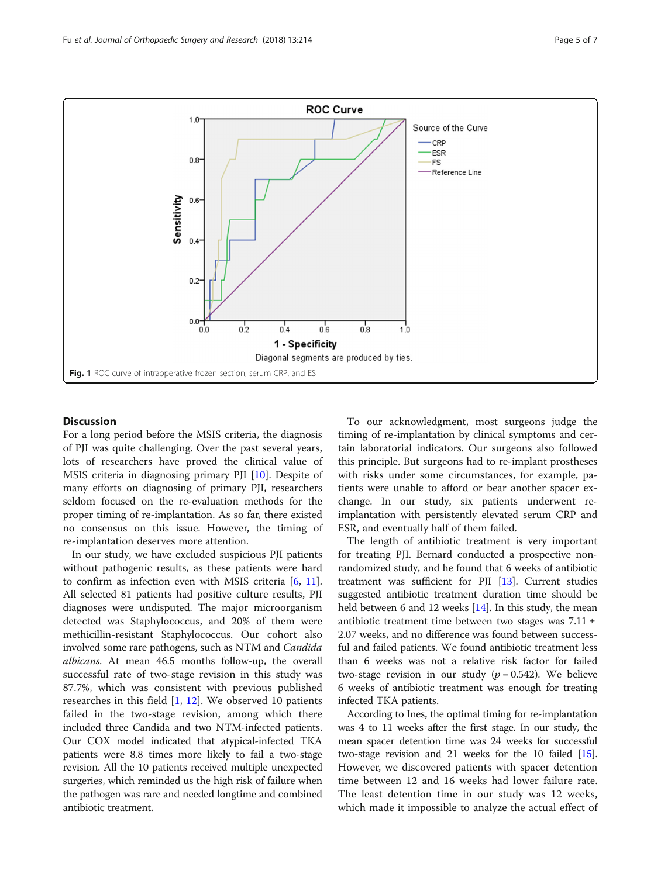Fig. 1 ROC curve of intraoperative frozen section, serum CRP, and ES

## Discussion

For a long period before the MSIS criteria, the diagnosis of PJI was quite challenging. Over the past several years, lots of researchers have proved the clinical value of MSIS criteria in diagnosing primary PJI [10]. Despite of many efforts on diagnosing of primary PJI, researchers seldom focused on the re-evaluation methods for the proper timing of re-implantation. As so far, there existed no consensus on this issue. However, the timing of re-implantation deserves more attention.

In our study, we have excluded suspicious PJI patients without pathogenic results, as these patients were hard to confirm as infection even with MSIS criteria [6, 11]. All selected 81 patients had positive culture results, PJI diagnoses were undisputed. The major microorganism detected was Staphylococcus, and 20% of them were methicillin-resistant Staphylococcus. Our cohort also involved some rare pathogens, such as NTM and *Candida albicans*. At mean 46.5 months follow-up, the overall successful rate of two-stage revision in this study was 87.7%, which was consistent with previous published researches in this field [1, 12]. We observed 10 patients failed in the two-stage revision, among which there included three Candida and two NTM-infected patients. Our COX model indicated that atypical-infected TKA patients were 8.8 times more likely to fail a two-stage revision. All the 10 patients received multiple unexpected surgeries, which reminded us the high risk of failure when the pathogen was rare and needed longtime and combined antibiotic treatment.

To our acknowledgment, most surgeons judge the timing of re-implantation by clinical symptoms and certain laboratorial indicators. Our surgeons also followed this principle. But surgeons had to re-implant prostheses with risks under some circumstances, for example, patients were unable to afford or bear another spacer exchange. In our study, six patients underwent re-implantation with persistently elevated serum CRP and ESR, and eventually half of them failed.

The length of antibiotic treatment is very important for treating PJI. Bernard conducted a prospective non-randomized study, and he found that 6 weeks of antibiotic treatment was sufficient for PJI [13]. Current studies suggested antibiotic treatment duration time should be held between 6 and 12 weeks [14]. In this study, the mean antibiotic treatment time between two stages was 7.11 ± 2.07 weeks, and no difference was found between successful and failed patients. We found antibiotic treatment less than 6 weeks was not a relative risk factor for failed two-stage revision in our study ($p = 0.542$). We believe 6 weeks of antibiotic treatment was enough for treating infected TKA patients.

According to Ines, the optimal timing for re-implantation was 4 to 11 weeks after the first stage. In our study, the mean spacer detention time was 24 weeks for successful two-stage revision and 21 weeks for the 10 failed [15]. However, we discovered patients with spacer detention time between 12 and 16 weeks had lower failure rate. The least detention time in our study was 12 weeks, which made it impossible to analyze the actual effect of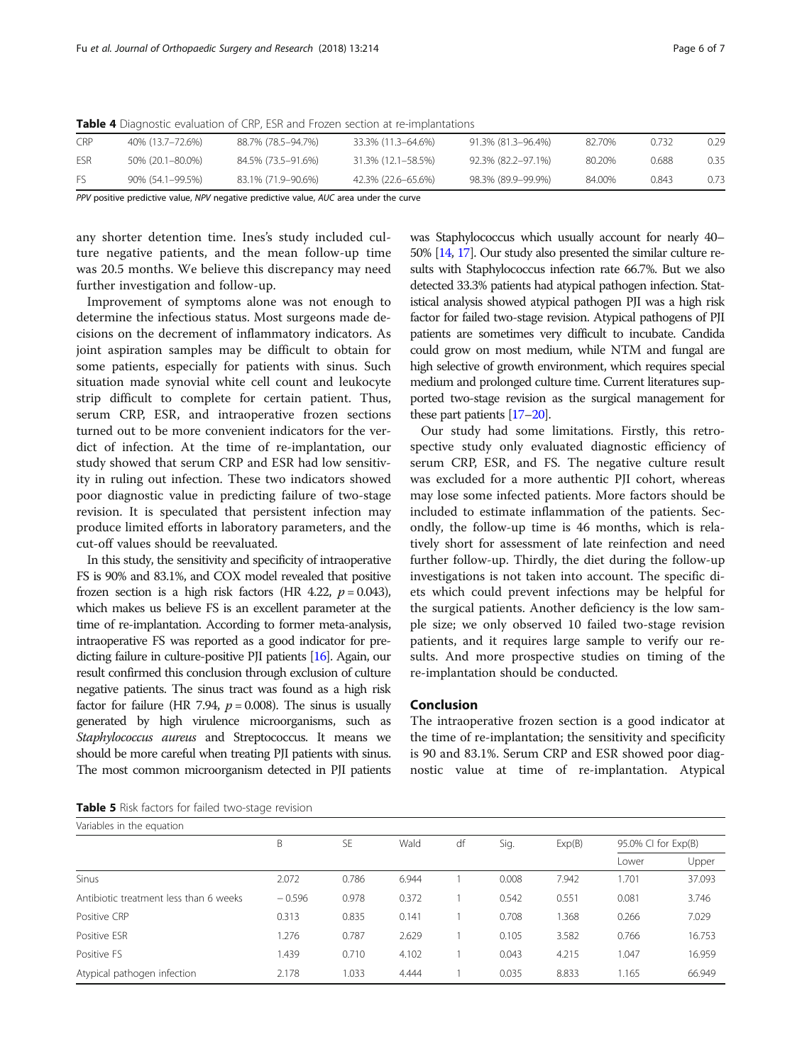**Table 4** Diagnostic evaluation of CRP, ESR and Frozen section at re-implantations

| | | | | | | | |
|---|---|---|---|---|---|---|---|
| CRP | 40% (13.7–72.6%) | 88.7% (78.5–94.7%) | 33.3% (11.3–64.6%) | 91.3% (81.3–96.4%) | 82.70% | 0.732 | 0.29 |
| ESR | 50% (20.1–80.0%) | 84.5% (73.5–91.6%) | 31.3% (12.1–58.5%) | 92.3% (82.2–97.1%) | 80.20% | 0.688 | 0.35 |
| FS | 90% (54.1–99.5%) | 83.1% (71.9–90.6%) | 42.3% (22.6–65.6%) | 98.3% (89.9–99.9%) | 84.00% | 0.843 | 0.73 |

*PPV* positive predictive value, *NPV* negative predictive value, *AUC* area under the curve

any shorter detention time. Ines's study included culture negative patients, and the mean follow-up time was 20.5 months. We believe this discrepancy may need further investigation and follow-up.

Improvement of symptoms alone was not enough to determine the infectious status. Most surgeons made decisions on the decrement of inflammatory indicators. As joint aspiration samples may be difficult to obtain for some patients, especially for patients with sinus. Such situation made synovial white cell count and leukocyte strip difficult to complete for certain patient. Thus, serum CRP, ESR, and intraoperative frozen sections turned out to be more convenient indicators for the verdict of infection. At the time of re-implantation, our study showed that serum CRP and ESR had low sensitivity in ruling out infection. These two indicators showed poor diagnostic value in predicting failure of two-stage revision. It is speculated that persistent infection may produce limited efforts in laboratory parameters, and the cut-off values should be reevaluated.

In this study, the sensitivity and specificity of intraoperative FS is 90% and 83.1%, and COX model revealed that positive frozen section is a high risk factors (HR 4.22, $p = 0.043$), which makes us believe FS is an excellent parameter at the time of re-implantation. According to former meta-analysis, intraoperative FS was reported as a good indicator for predicting failure in culture-positive PJI patients [16]. Again, our result confirmed this conclusion through exclusion of culture negative patients. The sinus tract was found as a high risk factor for failure (HR 7.94, $p = 0.008$). The sinus is usually generated by high virulence microorganisms, such as *Staphylococcus aureus* and Streptococcus. It means we should be more careful when treating PJI patients with sinus. The most common microorganism detected in PJI patients was Staphylococcus which usually account for nearly 40–50% [14, 17]. Our study also presented the similar culture results with Staphylococcus infection rate 66.7%. But we also detected 33.3% patients had atypical pathogen infection. Statistical analysis showed atypical pathogen PJI was a high risk factor for failed two-stage revision. Atypical pathogens of PJI patients are sometimes very difficult to incubate. Candida could grow on most medium, while NTM and fungal are high selective of growth environment, which requires special medium and prolonged culture time. Current literatures supported two-stage revision as the surgical management for these part patients [17–20].

Our study had some limitations. Firstly, this retrospective study only evaluated diagnostic efficiency of serum CRP, ESR, and FS. The negative culture result was excluded for a more authentic PJI cohort, whereas may lose some infected patients. More factors should be included to estimate inflammation of the patients. Secondly, the follow-up time is 46 months, which is relatively short for assessment of late reinfection and need further follow-up. Thirdly, the diet during the follow-up investigations is not taken into account. The specific diets which could prevent infections may be helpful for the surgical patients. Another deficiency is the low sample size; we only observed 10 failed two-stage revision patients, and it requires large sample to verify our results. And more prospective studies on timing of the re-implantation should be conducted.

## Conclusion

The intraoperative frozen section is a good indicator at the time of re-implantation; the sensitivity and specificity is 90 and 83.1%. Serum CRP and ESR showed poor diagnostic value at time of re-implantation. Atypical

**Table 5** Risk factors for failed two-stage revision

| Variables in the equation | | | | | | | | |
|---|---|---|---|---|---|---|---|---|
| | B | SE | Wald | df | Sig. | Exp(B) | 95.0% CI for Exp(B) | |
| | | | | | | | Lower | Upper |
| Sinus | 2.072 | 0.786 | 6.944 | 1 | 0.008 | 7.942 | 1.701 | 37.093 |
| Antibiotic treatment less than 6 weeks | − 0.596 | 0.978 | 0.372 | 1 | 0.542 | 0.551 | 0.081 | 3.746 |
| Positive CRP | 0.313 | 0.835 | 0.141 | 1 | 0.708 | 1.368 | 0.266 | 7.029 |
| Positive ESR | 1.276 | 0.787 | 2.629 | 1 | 0.105 | 3.582 | 0.766 | 16.753 |
| Positive FS | 1.439 | 0.710 | 4.102 | 1 | 0.043 | 4.215 | 1.047 | 16.959 |
| Atypical pathogen infection | 2.178 | 1.033 | 4.444 | 1 | 0.035 | 8.833 | 1.165 | 66.949 |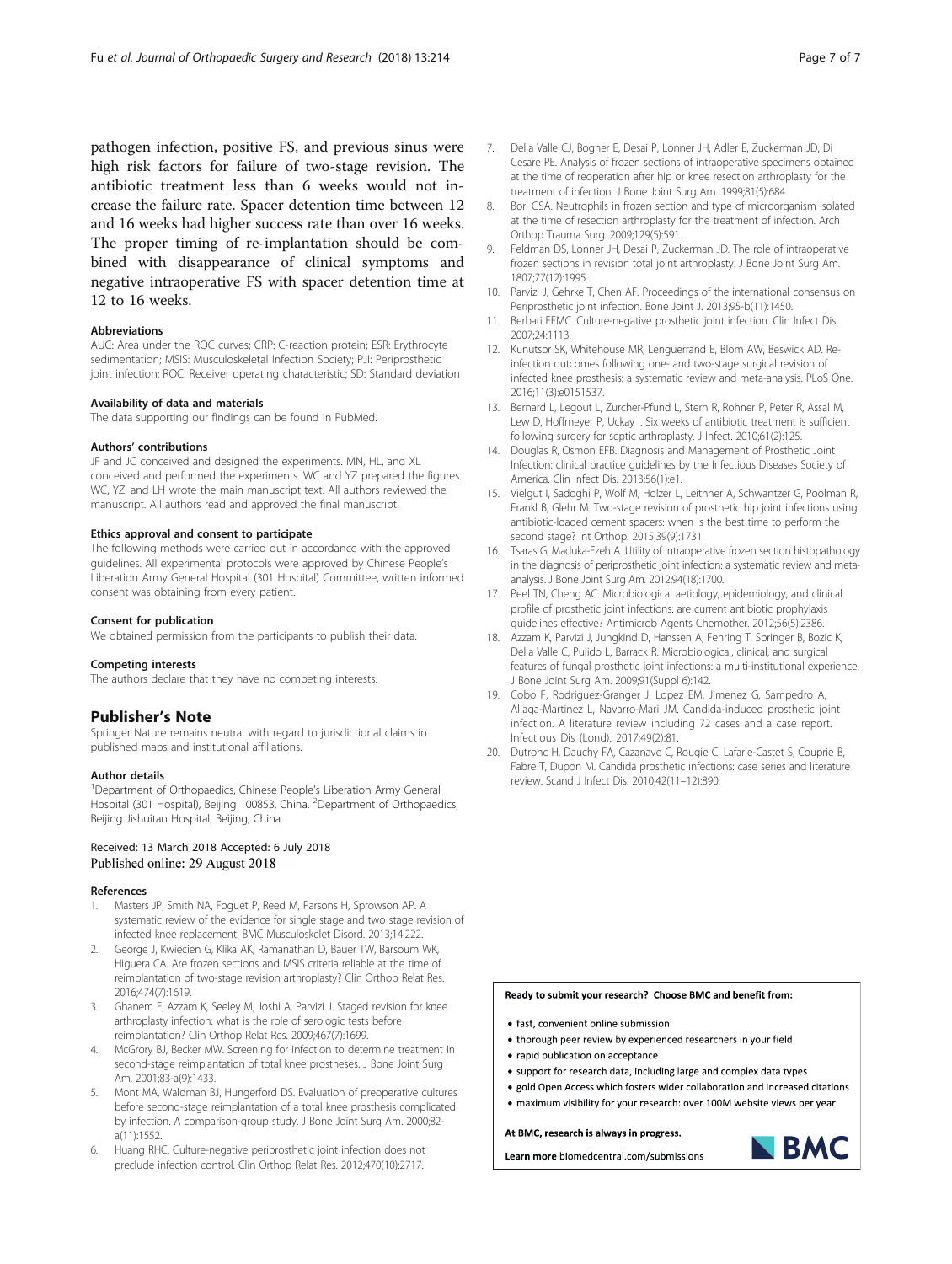pathogen infection, positive FS, and previous sinus were high risk factors for failure of two-stage revision. The antibiotic treatment less than 6 weeks would not increase the failure rate. Spacer detention time between 12 and 16 weeks had higher success rate than over 16 weeks. The proper timing of re-implantation should be combined with disappearance of clinical symptoms and negative intraoperative FS with spacer detention time at 12 to 16 weeks.

#### Abbreviations
AUC: Area under the ROC curves; CRP: C-reaction protein; ESR: Erythrocyte sedimentation; MSIS: Musculoskeletal Infection Society; PJI: Periprosthetic joint infection; ROC: Receiver operating characteristic; SD: Standard deviation

#### Availability of data and materials
The data supporting our findings can be found in PubMed.

#### Authors' contributions
JF and JC conceived and designed the experiments. MN, HL, and XL conceived and performed the experiments. WC and YZ prepared the figures. WC, YZ, and LH wrote the main manuscript text. All authors reviewed the manuscript. All authors read and approved the final manuscript.

#### Ethics approval and consent to participate
The following methods were carried out in accordance with the approved guidelines. All experimental protocols were approved by Chinese People's Liberation Army General Hospital (301 Hospital) Committee, written informed consent was obtaining from every patient.

#### Consent for publication
We obtained permission from the participants to publish their data.

#### Competing interests
The authors declare that they have no competing interests.

### Publisher's Note
Springer Nature remains neutral with regard to jurisdictional claims in published maps and institutional affiliations.

#### Author details
[1]Department of Orthopaedics, Chinese People's Liberation Army General Hospital (301 Hospital), Beijing 100853, China. [2]Department of Orthopaedics, Beijing Jishuitan Hospital, Beijing, China.

Received: 13 March 2018 Accepted: 6 July 2018
Published online: 29 August 2018

#### References
1. Masters JP, Smith NA, Foguet P, Reed M, Parsons H, Sprowson AP. A systematic review of the evidence for single stage and two stage revision of infected knee replacement. BMC Musculoskelet Disord. 2013;14:222.
2. George J, Kwiecien G, Klika AK, Ramanathan D, Bauer TW, Barsoum WK, Higuera CA. Are frozen sections and MSIS criteria reliable at the time of reimplantation of two-stage revision arthroplasty? Clin Orthop Relat Res. 2016;474(7):1619.
3. Ghanem E, Azzam K, Seeley M, Joshi A, Parvizi J. Staged revision for knee arthroplasty infection: what is the role of serologic tests before reimplantation? Clin Orthop Relat Res. 2009;467(7):1699.
4. McGrory BJ, Becker MW. Screening for infection to determine treatment in second-stage reimplantation of total knee prostheses. J Bone Joint Surg Am. 2001;83-a(9):1433.
5. Mont MA, Waldman BJ, Hungerford DS. Evaluation of preoperative cultures before second-stage reimplantation of a total knee prosthesis complicated by infection. A comparison-group study. J Bone Joint Surg Am. 2000;82-a(11):1552.
6. Huang RHC. Culture-negative periprosthetic joint infection does not preclude infection control. Clin Orthop Relat Res. 2012;470(10):2717.
7. Della Valle CJ, Bogner E, Desai P, Lonner JH, Adler E, Zuckerman JD, Di Cesare PE. Analysis of frozen sections of intraoperative specimens obtained at the time of reoperation after hip or knee resection arthroplasty for the treatment of infection. J Bone Joint Surg Am. 1999;81(5):684.
8. Bori GSA. Neutrophils in frozen section and type of microorganism isolated at the time of resection arthroplasty for the treatment of infection. Arch Orthop Trauma Surg. 2009;129(5):591.
9. Feldman DS, Lonner JH, Desai P, Zuckerman JD. The role of intraoperative frozen sections in revision total joint arthroplasty. J Bone Joint Surg Am. 1807;77(12):1995.
10. Parvizi J, Gehrke T, Chen AF. Proceedings of the international consensus on Periprosthetic joint infection. Bone Joint J. 2013;95-b(11):1450.
11. Berbari EFMC. Culture-negative prosthetic joint infection. Clin Infect Dis. 2007;24:1113.
12. Kunutsor SK, Whitehouse MR, Lenguerrand E, Blom AW, Beswick AD. Re-infection outcomes following one- and two-stage surgical revision of infected knee prosthesis: a systematic review and meta-analysis. PLoS One. 2016;11(3):e0151537.
13. Bernard L, Legout L, Zurcher-Pfund L, Stern R, Rohner P, Peter R, Assal M, Lew D, Hoffmeyer P, Uckay I. Six weeks of antibiotic treatment is sufficient following surgery for septic arthroplasty. J Infect. 2010;61(2):125.
14. Douglas R, Osmon EFB. Diagnosis and Management of Prosthetic Joint Infection: clinical practice guidelines by the Infectious Diseases Society of America. Clin Infect Dis. 2013;56(1):e1.
15. Vielgut I, Sadoghi P, Wolf M, Holzer L, Leithner A, Schwantzer G, Poolman R, Frankl B, Glehr M. Two-stage revision of prosthetic hip joint infections using antibiotic-loaded cement spacers: when is the best time to perform the second stage? Int Orthop. 2015;39(9):1731.
16. Tsaras G, Maduka-Ezeh A. Utility of intraoperative frozen section histopathology in the diagnosis of periprosthetic joint infection: a systematic review and meta-analysis. J Bone Joint Surg Am. 2012;94(18):1700.
17. Peel TN, Cheng AC. Microbiological aetiology, epidemiology, and clinical profile of prosthetic joint infections: are current antibiotic prophylaxis guidelines effective? Antimicrob Agents Chemother. 2012;56(5):2386.
18. Azzam K, Parvizi J, Jungkind D, Hanssen A, Fehring T, Springer B, Bozic K, Della Valle C, Pulido L, Barrack R. Microbiological, clinical, and surgical features of fungal prosthetic joint infections: a multi-institutional experience. J Bone Joint Surg Am. 2009;91(Suppl 6):142.
19. Cobo F, Rodriguez-Granger J, Lopez EM, Jimenez G, Sampedro A, Aliaga-Martinez L, Navarro-Mari JM. Candida-induced prosthetic joint infection. A literature review including 72 cases and a case report. Infectious Dis (Lond). 2017;49(2):81.
20. Dutronc H, Dauchy FA, Cazanave C, Rougie C, Lafarie-Castet S, Couprie B, Fabre T, Dupon M. Candida prosthetic infections: case series and literature review. Scand J Infect Dis. 2010;42(11–12):890.

**Ready to submit your research? Choose BMC and benefit from:**

- fast, convenient online submission
- thorough peer review by experienced researchers in your field
- rapid publication on acceptance
- support for research data, including large and complex data types
- gold Open Access which fosters wider collaboration and increased citations
- maximum visibility for your research: over 100M website views per year

**At BMC, research is always in progress.**

**Learn more** biomedcentral.com/submissions

BMC